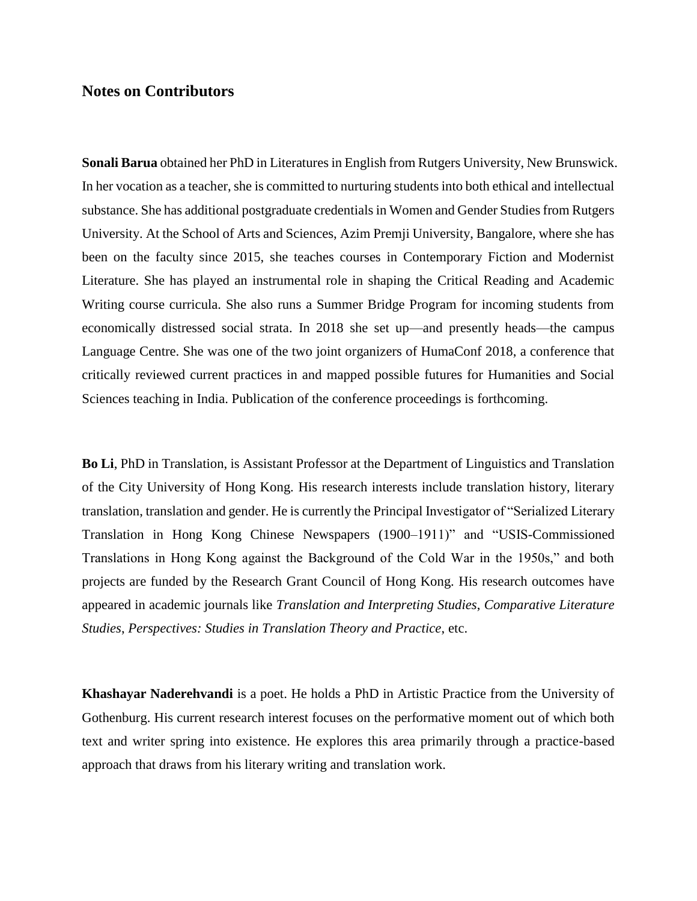## Notes on Contributors

**Sonali Barua** obtained her PhD in Literatures in English from Rutgers University, New Brunswick. In her vocation as a teacher, she is committed to nurturing students into both ethical and intellectual substance. She has additional postgraduate credentials in Women and Gender Studies from Rutgers University. At the School of Arts and Sciences, Azim Premji University, Bangalore, where she has been on the faculty since 2015, she teaches courses in Contemporary Fiction and Modernist Literature. She has played an instrumental role in shaping the Critical Reading and Academic Writing course curricula. She also runs a Summer Bridge Program for incoming students from economically distressed social strata. In 2018 she set up—and presently heads—the campus Language Centre. She was one of the two joint organizers of HumaConf 2018, a conference that critically reviewed current practices in and mapped possible futures for Humanities and Social Sciences teaching in India. Publication of the conference proceedings is forthcoming.

**Bo Li**, PhD in Translation, is Assistant Professor at the Department of Linguistics and Translation of the City University of Hong Kong. His research interests include translation history, literary translation, translation and gender. He is currently the Principal Investigator of "Serialized Literary Translation in Hong Kong Chinese Newspapers (1900–1911)" and "USIS-Commissioned Translations in Hong Kong against the Background of the Cold War in the 1950s," and both projects are funded by the Research Grant Council of Hong Kong. His research outcomes have appeared in academic journals like *Translation and Interpreting Studies*, *Comparative Literature Studies*, *Perspectives: Studies in Translation Theory and Practice*, etc.

**Khashayar Naderehvandi** is a poet. He holds a PhD in Artistic Practice from the University of Gothenburg. His current research interest focuses on the performative moment out of which both text and writer spring into existence. He explores this area primarily through a practice-based approach that draws from his literary writing and translation work.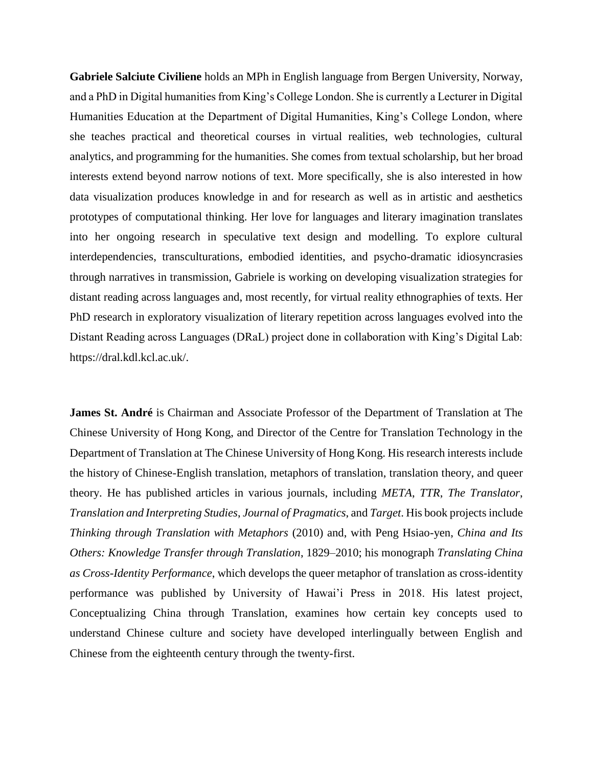**Gabriele Salciute Civiliene** holds an MPh in English language from Bergen University, Norway, and a PhD in Digital humanities from King's College London. She is currently a Lecturer in Digital Humanities Education at the Department of Digital Humanities, King's College London, where she teaches practical and theoretical courses in virtual realities, web technologies, cultural analytics, and programming for the humanities. She comes from textual scholarship, but her broad interests extend beyond narrow notions of text. More specifically, she is also interested in how data visualization produces knowledge in and for research as well as in artistic and aesthetics prototypes of computational thinking. Her love for languages and literary imagination translates into her ongoing research in speculative text design and modelling. To explore cultural interdependencies, transculturations, embodied identities, and psycho-dramatic idiosyncrasies through narratives in transmission, Gabriele is working on developing visualization strategies for distant reading across languages and, most recently, for virtual reality ethnographies of texts. Her PhD research in exploratory visualization of literary repetition across languages evolved into the Distant Reading across Languages (DRaL) project done in collaboration with King's Digital Lab: https://dral.kdl.kcl.ac.uk/.

**James St. André** is Chairman and Associate Professor of the Department of Translation at The Chinese University of Hong Kong, and Director of the Centre for Translation Technology in the Department of Translation at The Chinese University of Hong Kong. His research interests include the history of Chinese-English translation, metaphors of translation, translation theory, and queer theory. He has published articles in various journals, including *META*, *TTR*, *The Translator*, *Translation and Interpreting Studies*, *Journal of Pragmatics*, and *Target*. His book projects include *Thinking through Translation with Metaphors* (2010) and, with Peng Hsiao-yen, *China and Its Others: Knowledge Transfer through Translation*, 1829–2010; his monograph *Translating China as Cross-Identity Performance*, which develops the queer metaphor of translation as cross-identity performance was published by University of Hawai'i Press in 2018. His latest project, Conceptualizing China through Translation, examines how certain key concepts used to understand Chinese culture and society have developed interlingually between English and Chinese from the eighteenth century through the twenty-first.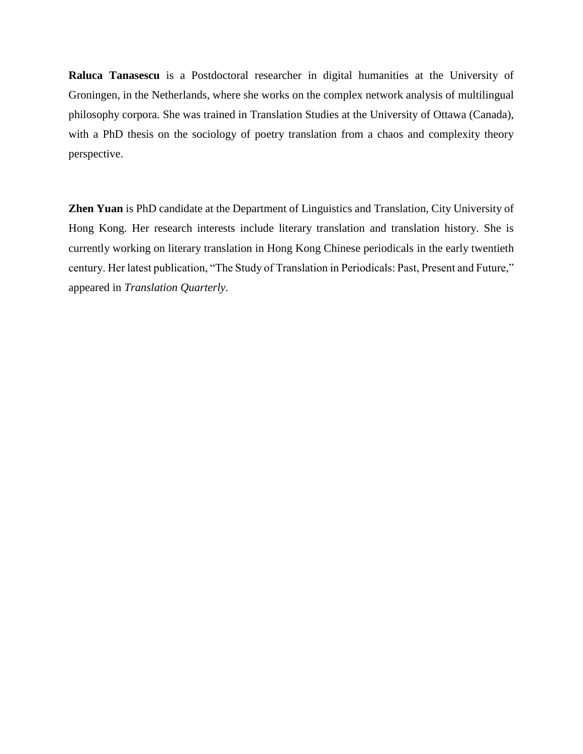**Raluca Tanasescu** is a Postdoctoral researcher in digital humanities at the University of Groningen, in the Netherlands, where she works on the complex network analysis of multilingual philosophy corpora. She was trained in Translation Studies at the University of Ottawa (Canada), with a PhD thesis on the sociology of poetry translation from a chaos and complexity theory perspective.

**Zhen Yuan** is PhD candidate at the Department of Linguistics and Translation, City University of Hong Kong. Her research interests include literary translation and translation history. She is currently working on literary translation in Hong Kong Chinese periodicals in the early twentieth century. Her latest publication, "The Study of Translation in Periodicals: Past, Present and Future," appeared in *Translation Quarterly*.